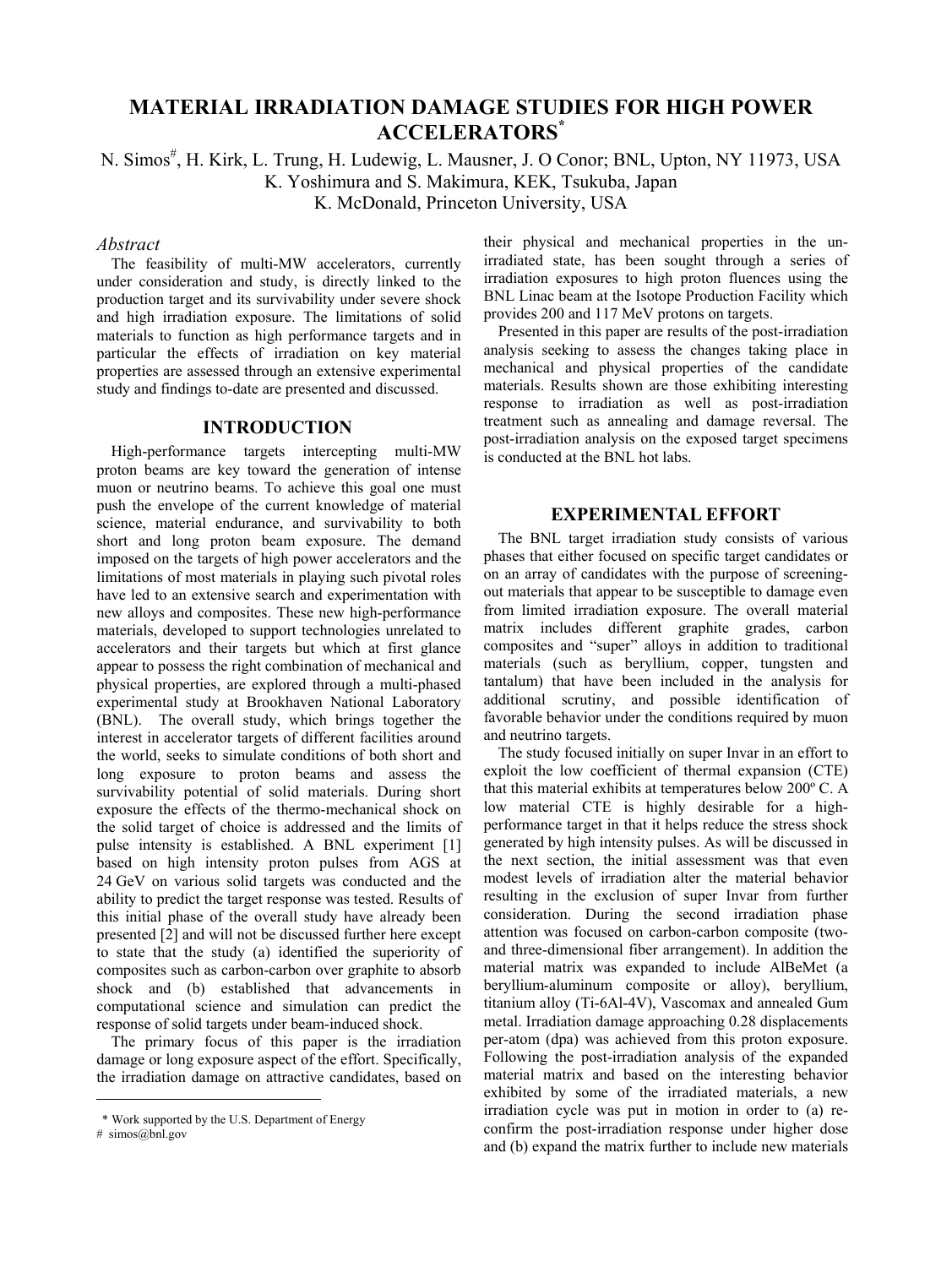# MATERIAL IRRADIATION DAMAGE STUDIES FOR HIGH POWER ACCELERATORS*

N. Simos#, H. Kirk, L. Trung, H. Ludewig, L. Mausner, J. O Conor; BNL, Upton, NY 11973, USA
K. Yoshimura and S. Makimura, KEK, Tsukuba, Japan
K. McDonald, Princeton University, USA

### *Abstract*

The feasibility of multi-MW accelerators, currently under consideration and study, is directly linked to the production target and its survivability under severe shock and high irradiation exposure. The limitations of solid materials to function as high performance targets and in particular the effects of irradiation on key material properties are assessed through an extensive experimental study and findings to-date are presented and discussed.

## INTRODUCTION

High-performance targets intercepting multi-MW proton beams are key toward the generation of intense muon or neutrino beams. To achieve this goal one must push the envelope of the current knowledge of material science, material endurance, and survivability to both short and long proton beam exposure. The demand imposed on the targets of high power accelerators and the limitations of most materials in playing such pivotal roles have led to an extensive search and experimentation with new alloys and composites. These new high-performance materials, developed to support technologies unrelated to accelerators and their targets but which at first glance appear to possess the right combination of mechanical and physical properties, are explored through a multi-phased experimental study at Brookhaven National Laboratory (BNL). The overall study, which brings together the interest in accelerator targets of different facilities around the world, seeks to simulate conditions of both short and long exposure to proton beams and assess the survivability potential of solid materials. During short exposure the effects of the thermo-mechanical shock on the solid target of choice is addressed and the limits of pulse intensity is established. A BNL experiment [1] based on high intensity proton pulses from AGS at 24 GeV on various solid targets was conducted and the ability to predict the target response was tested. Results of this initial phase of the overall study have already been presented [2] and will not be discussed further here except to state that the study (a) identified the superiority of composites such as carbon-carbon over graphite to absorb shock and (b) established that advancements in computational science and simulation can predict the response of solid targets under beam-induced shock.

The primary focus of this paper is the irradiation damage or long exposure aspect of the effort. Specifically, the irradiation damage on attractive candidates, based on their physical and mechanical properties in the un-irradiated state, has been sought through a series of irradiation exposures to high proton fluences using the BNL Linac beam at the Isotope Production Facility which provides 200 and 117 MeV protons on targets.

Presented in this paper are results of the post-irradiation analysis seeking to assess the changes taking place in mechanical and physical properties of the candidate materials. Results shown are those exhibiting interesting response to irradiation as well as post-irradiation treatment such as annealing and damage reversal. The post-irradiation analysis on the exposed target specimens is conducted at the BNL hot labs.

## EXPERIMENTAL EFFORT

The BNL target irradiation study consists of various phases that either focused on specific target candidates or on an array of candidates with the purpose of screening-out materials that appear to be susceptible to damage even from limited irradiation exposure. The overall material matrix includes different graphite grades, carbon composites and "super" alloys in addition to traditional materials (such as beryllium, copper, tungsten and tantalum) that have been included in the analysis for additional scrutiny, and possible identification of favorable behavior under the conditions required by muon and neutrino targets.

The study focused initially on super Invar in an effort to exploit the low coefficient of thermal expansion (CTE) that this material exhibits at temperatures below 200º C. A low material CTE is highly desirable for a high-performance target in that it helps reduce the stress shock generated by high intensity pulses. As will be discussed in the next section, the initial assessment was that even modest levels of irradiation alter the material behavior resulting in the exclusion of super Invar from further consideration. During the second irradiation phase attention was focused on carbon-carbon composite (two- and three-dimensional fiber arrangement). In addition the material matrix was expanded to include AlBeMet (a beryllium-aluminum composite or alloy), beryllium, titanium alloy (Ti-6Al-4V), Vascomax and annealed Gum metal. Irradiation damage approaching 0.28 displacements per-atom (dpa) was achieved from this proton exposure. Following the post-irradiation analysis of the expanded material matrix and based on the interesting behavior exhibited by some of the irradiated materials, a new irradiation cycle was put in motion in order to (a) re-confirm the post-irradiation response under higher dose and (b) expand the matrix further to include new materials

---

\* Work supported by the U.S. Department of Energy
\# simos@bnl.gov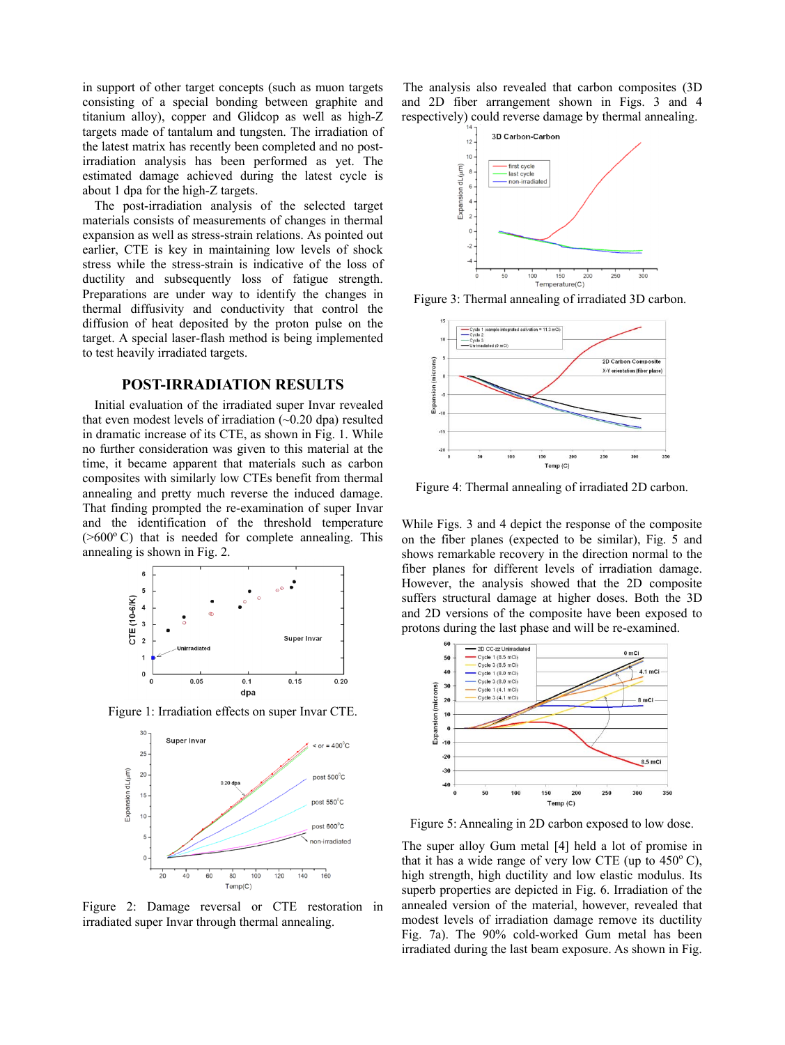in support of other target concepts (such as muon targets consisting of a special bonding between graphite and titanium alloy), copper and Glidcop as well as high-Z targets made of tantalum and tungsten. The irradiation of the latest matrix has recently been completed and no post-irradiation analysis has been performed as yet. The estimated damage achieved during the latest cycle is about 1 dpa for the high-Z targets.

The post-irradiation analysis of the selected target materials consists of measurements of changes in thermal expansion as well as stress-strain relations. As pointed out earlier, CTE is key in maintaining low levels of shock stress while the stress-strain is indicative of the loss of ductility and subsequently loss of fatigue strength. Preparations are under way to identify the changes in thermal diffusivity and conductivity that control the diffusion of heat deposited by the proton pulse on the target. A special laser-flash method is being implemented to test heavily irradiated targets.

## POST-IRRADIATION RESULTS

Initial evaluation of the irradiated super Invar revealed that even modest levels of irradiation (~0.20 dpa) resulted in dramatic increase of its CTE, as shown in Fig. 1. While no further consideration was given to this material at the time, it became apparent that materials such as carbon composites with similarly low CTEs benefit from thermal annealing and pretty much reverse the induced damage. That finding prompted the re-examination of super Invar and the identification of the threshold temperature (>600º C) that is needed for complete annealing. This annealing is shown in Fig. 2.

CTE (10-6/K)
6
5
4
3
2
1
0
0
0.05
0.1
0.15
0.20
dpa
Unirradiated
Super Invar

Figure 1: Irradiation effects on super Invar CTE.

Super Invar
Expansion dL(μm)
30
25
20
15
10
5
0
20
40
60
80
100
120
140
160
Temp(C)
0.20 dpa
< or = 400°C
post 500°C
post 550°C
post 600°C
non-irradiated

Figure 2: Damage reversal or CTE restoration in irradiated super Invar through thermal annealing.

The analysis also revealed that carbon composites (3D and 2D fiber arrangement shown in Figs. 3 and 4 respectively) could reverse damage by thermal annealing.

3D Carbon-Carbon
Expansion dL(μm)
14
12
10
8
6
4
2
0
-2
-4
0
50
100
150
200
250
300
Temperature(C)
first cycle
last cycle
non-irradiated

Figure 3: Thermal annealing of irradiated 3D carbon.

Expansion (microns)
15
10
5
0
-5
-10
-15
-20
0
50
100
150
200
250
300
350
Temp (C)
Cycle 1 (sample integrated activation = 11.3 mCi)
Cycle 2
Cycle 3
Un-irradiated (0 mCi)
2D Carbon Composite
X-Y orientation (fiber plane)

Figure 4: Thermal annealing of irradiated 2D carbon.

While Figs. 3 and 4 depict the response of the composite on the fiber planes (expected to be similar), Fig. 5 and shows remarkable recovery in the direction normal to the fiber planes for different levels of irradiation damage. However, the analysis showed that the 2D composite suffers structural damage at higher doses. Both the 3D and 2D versions of the composite have been exposed to protons during the last phase and will be re-examined.

Expansion (microns)
60
50
40
30
20
10
0
-10
-20
-30
-40
0
50
100
150
200
250
300
350
Temp (C)
2D CC-zz Unirradiated
Cycle 1 (8.5 mCi)
Cycle 3 (8.5 mCi)
Cycle 1 (8.0 mCi)
Cycle 3 (8.0 mCi)
Cycle 1 (4.1 mCi)
Cycle 3 (4.1 mCi)
0 mCi
4.1 mCi
8 mCi
8.5 mCi

Figure 5: Annealing in 2D carbon exposed to low dose.

The super alloy Gum metal [4] held a lot of promise in that it has a wide range of very low CTE (up to 450º C), high strength, high ductility and low elastic modulus. Its superb properties are depicted in Fig. 6. Irradiation of the annealed version of the material, however, revealed that modest levels of irradiation damage remove its ductility Fig. 7a). The 90% cold-worked Gum metal has been irradiated during the last beam exposure. As shown in Fig.